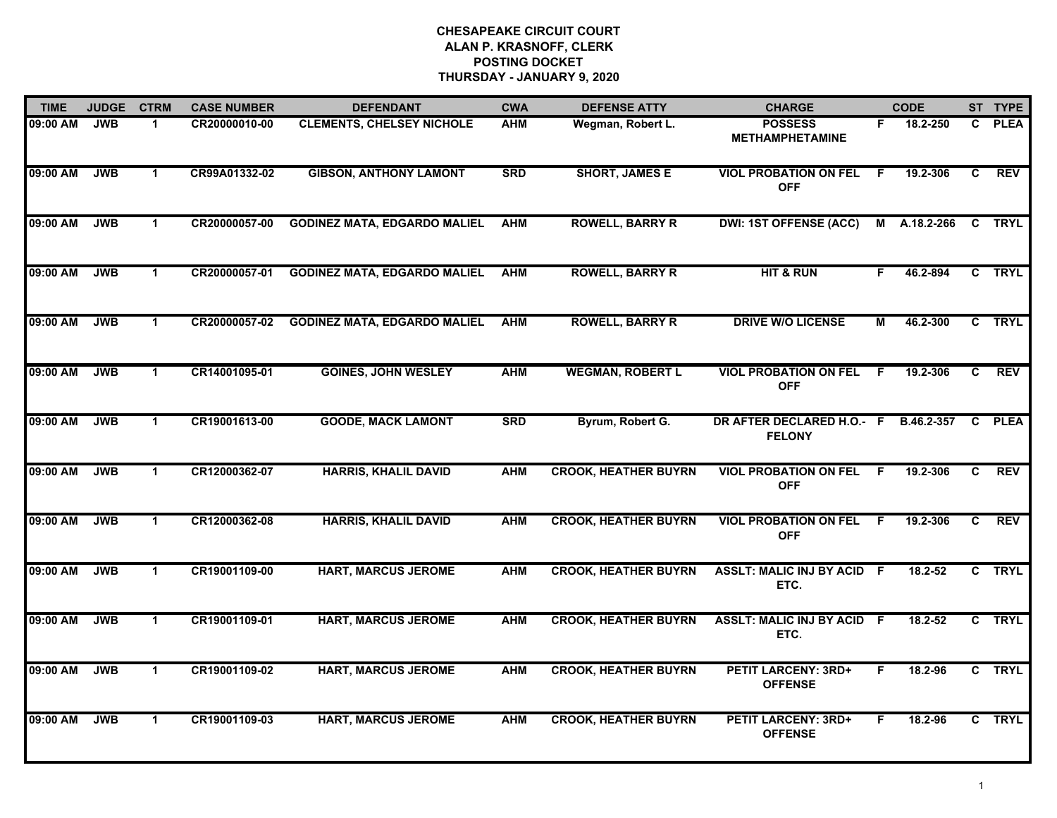**CHESAPEAKE CIRCUIT COURT**
**ALAN P. KRASNOFF, CLERK**
**POSTING DOCKET**
**THURSDAY - JANUARY 9, 2020**

| TIME | JUDGE | CTRM | CASE NUMBER | DEFENDANT | CWA | DEFENSE ATTY | CHARGE | | CODE | ST | TYPE |
|---|---|---|---|---|---|---|---|---|---|---|---|
| 09:00 AM | JWB | 1 | CR20000010-00 | CLEMENTS, CHELSEY NICHOLE | AHM | Wegman, Robert L. | POSSESS METHAMPHETAMINE | F | 18.2-250 | C | PLEA |
| 09:00 AM | JWB | 1 | CR99A01332-02 | GIBSON, ANTHONY LAMONT | SRD | SHORT, JAMES E | VIOL PROBATION ON FEL OFF | F | 19.2-306 | C | REV |
| 09:00 AM | JWB | 1 | CR20000057-00 | GODINEZ MATA, EDGARDO MALIEL | AHM | ROWELL, BARRY R | DWI: 1ST OFFENSE (ACC) | M | A.18.2-266 | C | TRYL |
| 09:00 AM | JWB | 1 | CR20000057-01 | GODINEZ MATA, EDGARDO MALIEL | AHM | ROWELL, BARRY R | HIT & RUN | F | 46.2-894 | C | TRYL |
| 09:00 AM | JWB | 1 | CR20000057-02 | GODINEZ MATA, EDGARDO MALIEL | AHM | ROWELL, BARRY R | DRIVE W/O LICENSE | M | 46.2-300 | C | TRYL |
| 09:00 AM | JWB | 1 | CR14001095-01 | GOINES, JOHN WESLEY | AHM | WEGMAN, ROBERT L | VIOL PROBATION ON FEL OFF | F | 19.2-306 | C | REV |
| 09:00 AM | JWB | 1 | CR19001613-00 | GOODE, MACK LAMONT | SRD | Byrum, Robert G. | DR AFTER DECLARED H.O.- FELONY | F | B.46.2-357 | C | PLEA |
| 09:00 AM | JWB | 1 | CR12000362-07 | HARRIS, KHALIL DAVID | AHM | CROOK, HEATHER BUYRN | VIOL PROBATION ON FEL OFF | F | 19.2-306 | C | REV |
| 09:00 AM | JWB | 1 | CR12000362-08 | HARRIS, KHALIL DAVID | AHM | CROOK, HEATHER BUYRN | VIOL PROBATION ON FEL OFF | F | 19.2-306 | C | REV |
| 09:00 AM | JWB | 1 | CR19001109-00 | HART, MARCUS JEROME | AHM | CROOK, HEATHER BUYRN | ASSLT: MALIC INJ BY ACID ETC. | F | 18.2-52 | C | TRYL |
| 09:00 AM | JWB | 1 | CR19001109-01 | HART, MARCUS JEROME | AHM | CROOK, HEATHER BUYRN | ASSLT: MALIC INJ BY ACID ETC. | F | 18.2-52 | C | TRYL |
| 09:00 AM | JWB | 1 | CR19001109-02 | HART, MARCUS JEROME | AHM | CROOK, HEATHER BUYRN | PETIT LARCENY: 3RD+ OFFENSE | F | 18.2-96 | C | TRYL |
| 09:00 AM | JWB | 1 | CR19001109-03 | HART, MARCUS JEROME | AHM | CROOK, HEATHER BUYRN | PETIT LARCENY: 3RD+ OFFENSE | F | 18.2-96 | C | TRYL |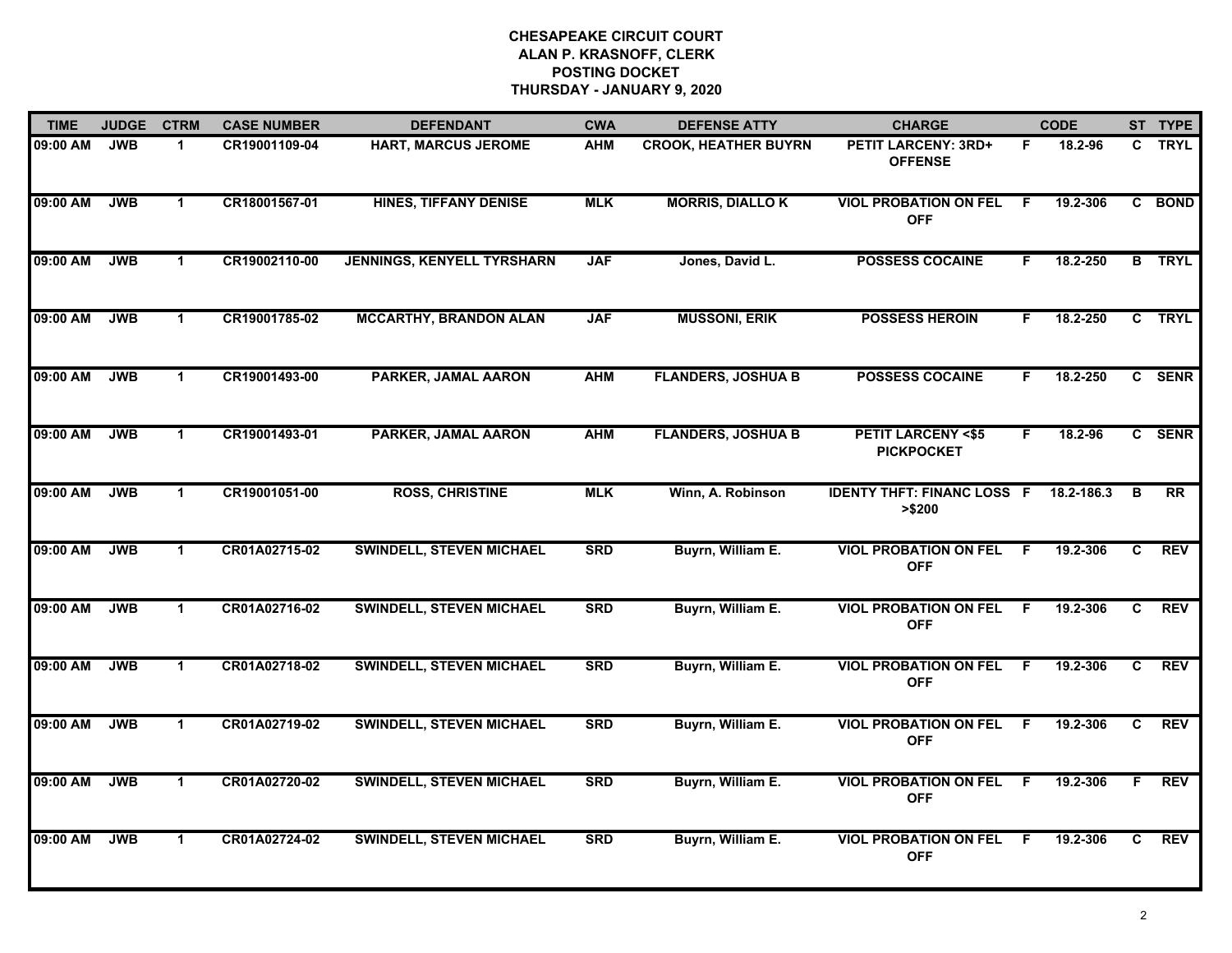**CHESAPEAKE CIRCUIT COURT**
**ALAN P. KRASNOFF, CLERK**
**POSTING DOCKET**
**THURSDAY - JANUARY 9, 2020**

| TIME | JUDGE | CTRM | CASE NUMBER | DEFENDANT | CWA | DEFENSE ATTY | CHARGE | | CODE | ST | TYPE |
|---|---|---|---|---|---|---|---|---|---|---|---|
| 09:00 AM | JWB | 1 | CR19001109-04 | HART, MARCUS JEROME | AHM | CROOK, HEATHER BUYRN | PETIT LARCENY: 3RD+ OFFENSE | F | 18.2-96 | C | TRYL |
| 09:00 AM | JWB | 1 | CR18001567-01 | HINES, TIFFANY DENISE | MLK | MORRIS, DIALLO K | VIOL PROBATION ON FEL OFF | F | 19.2-306 | C | BOND |
| 09:00 AM | JWB | 1 | CR19002110-00 | JENNINGS, KENYELL TYRSHARN | JAF | Jones, David L. | POSSESS COCAINE | F | 18.2-250 | B | TRYL |
| 09:00 AM | JWB | 1 | CR19001785-02 | MCCARTHY, BRANDON ALAN | JAF | MUSSONI, ERIK | POSSESS HEROIN | F | 18.2-250 | C | TRYL |
| 09:00 AM | JWB | 1 | CR19001493-00 | PARKER, JAMAL AARON | AHM | FLANDERS, JOSHUA B | POSSESS COCAINE | F | 18.2-250 | C | SENR |
| 09:00 AM | JWB | 1 | CR19001493-01 | PARKER, JAMAL AARON | AHM | FLANDERS, JOSHUA B | PETIT LARCENY <$5 PICKPOCKET | F | 18.2-96 | C | SENR |
| 09:00 AM | JWB | 1 | CR19001051-00 | ROSS, CHRISTINE | MLK | Winn, A. Robinson | IDENTY THFT: FINANC LOSS >$200 | F | 18.2-186.3 | B | RR |
| 09:00 AM | JWB | 1 | CR01A02715-02 | SWINDELL, STEVEN MICHAEL | SRD | Buyrn, William E. | VIOL PROBATION ON FEL OFF | F | 19.2-306 | C | REV |
| 09:00 AM | JWB | 1 | CR01A02716-02 | SWINDELL, STEVEN MICHAEL | SRD | Buyrn, William E. | VIOL PROBATION ON FEL OFF | F | 19.2-306 | C | REV |
| 09:00 AM | JWB | 1 | CR01A02718-02 | SWINDELL, STEVEN MICHAEL | SRD | Buyrn, William E. | VIOL PROBATION ON FEL OFF | F | 19.2-306 | C | REV |
| 09:00 AM | JWB | 1 | CR01A02719-02 | SWINDELL, STEVEN MICHAEL | SRD | Buyrn, William E. | VIOL PROBATION ON FEL OFF | F | 19.2-306 | C | REV |
| 09:00 AM | JWB | 1 | CR01A02720-02 | SWINDELL, STEVEN MICHAEL | SRD | Buyrn, William E. | VIOL PROBATION ON FEL OFF | F | 19.2-306 | F | REV |
| 09:00 AM | JWB | 1 | CR01A02724-02 | SWINDELL, STEVEN MICHAEL | SRD | Buyrn, William E. | VIOL PROBATION ON FEL OFF | F | 19.2-306 | C | REV |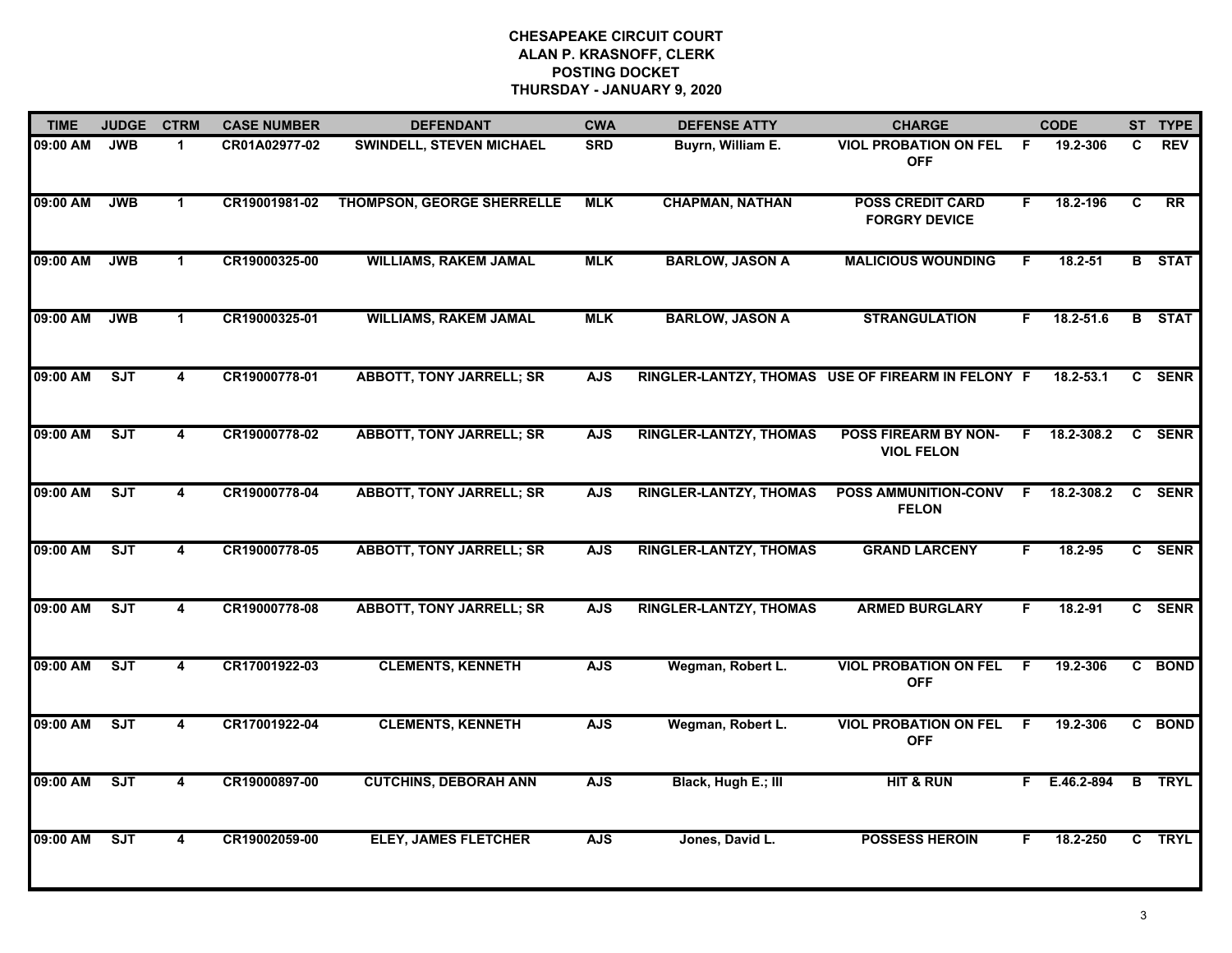# CHESAPEAKE CIRCUIT COURT
## ALAN P. KRASNOFF, CLERK
## POSTING DOCKET
## THURSDAY - JANUARY 9, 2020

| TIME | JUDGE | CTRM | CASE NUMBER | DEFENDANT | CWA | DEFENSE ATTY | CHARGE | | CODE | ST | TYPE |
|---|---|---|---|---|---|---|---|---|---|---|---|
| 09:00 AM | JWB | 1 | CR01A02977-02 | SWINDELL, STEVEN MICHAEL | SRD | Buyrn, William E. | VIOL PROBATION ON FEL OFF | F | 19.2-306 | C | REV |
| 09:00 AM | JWB | 1 | CR19001981-02 | THOMPSON, GEORGE SHERRELLE | MLK | CHAPMAN, NATHAN | POSS CREDIT CARD FORGRY DEVICE | F | 18.2-196 | C | RR |
| 09:00 AM | JWB | 1 | CR19000325-00 | WILLIAMS, RAKEM JAMAL | MLK | BARLOW, JASON A | MALICIOUS WOUNDING | F | 18.2-51 | B | STAT |
| 09:00 AM | JWB | 1 | CR19000325-01 | WILLIAMS, RAKEM JAMAL | MLK | BARLOW, JASON A | STRANGULATION | F | 18.2-51.6 | B | STAT |
| 09:00 AM | SJT | 4 | CR19000778-01 | ABBOTT, TONY JARRELL; SR | AJS | RINGLER-LANTZY, THOMAS | USE OF FIREARM IN FELONY | F | 18.2-53.1 | C | SENR |
| 09:00 AM | SJT | 4 | CR19000778-02 | ABBOTT, TONY JARRELL; SR | AJS | RINGLER-LANTZY, THOMAS | POSS FIREARM BY NON-VIOL FELON | F | 18.2-308.2 | C | SENR |
| 09:00 AM | SJT | 4 | CR19000778-04 | ABBOTT, TONY JARRELL; SR | AJS | RINGLER-LANTZY, THOMAS | POSS AMMUNITION-CONV FELON | F | 18.2-308.2 | C | SENR |
| 09:00 AM | SJT | 4 | CR19000778-05 | ABBOTT, TONY JARRELL; SR | AJS | RINGLER-LANTZY, THOMAS | GRAND LARCENY | F | 18.2-95 | C | SENR |
| 09:00 AM | SJT | 4 | CR19000778-08 | ABBOTT, TONY JARRELL; SR | AJS | RINGLER-LANTZY, THOMAS | ARMED BURGLARY | F | 18.2-91 | C | SENR |
| 09:00 AM | SJT | 4 | CR17001922-03 | CLEMENTS, KENNETH | AJS | Wegman, Robert L. | VIOL PROBATION ON FEL OFF | F | 19.2-306 | C | BOND |
| 09:00 AM | SJT | 4 | CR17001922-04 | CLEMENTS, KENNETH | AJS | Wegman, Robert L. | VIOL PROBATION ON FEL OFF | F | 19.2-306 | C | BOND |
| 09:00 AM | SJT | 4 | CR19000897-00 | CUTCHINS, DEBORAH ANN | AJS | Black, Hugh E.; III | HIT & RUN | F | E.46.2-894 | B | TRYL |
| 09:00 AM | SJT | 4 | CR19002059-00 | ELEY, JAMES FLETCHER | AJS | Jones, David L. | POSSESS HEROIN | F | 18.2-250 | C | TRYL |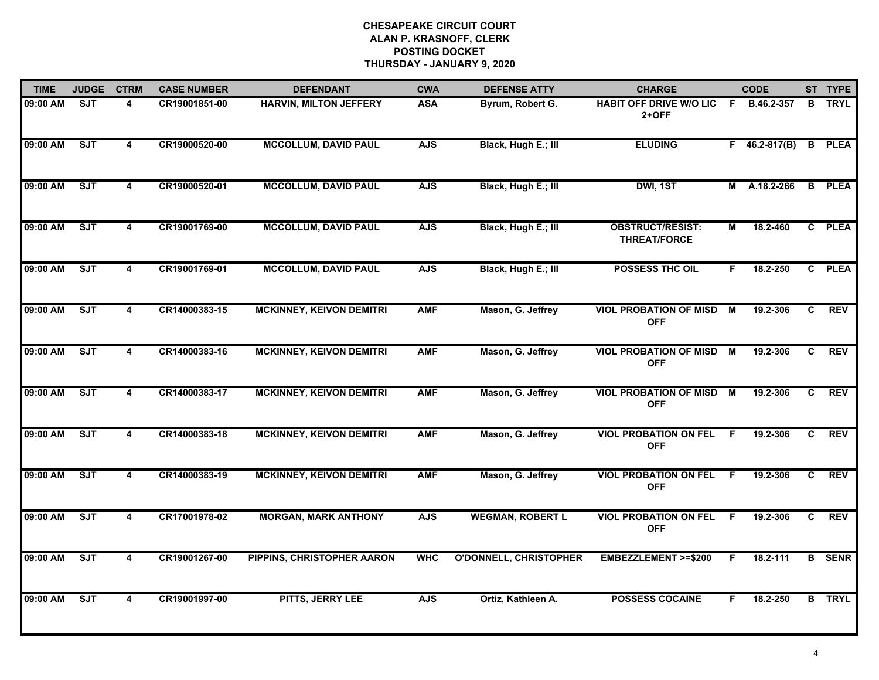**CHESAPEAKE CIRCUIT COURT**
**ALAN P. KRASNOFF, CLERK**
**POSTING DOCKET**
**THURSDAY - JANUARY 9, 2020**

| TIME | JUDGE | CTRM | CASE NUMBER | DEFENDANT | CWA | DEFENSE ATTY | CHARGE | | CODE | ST | TYPE |
|---|---|---|---|---|---|---|---|---|---|---|---|
| 09:00 AM | SJT | 4 | CR19001851-00 | HARVIN, MILTON JEFFERY | ASA | Byrum, Robert G. | HABIT OFF DRIVE W/O LIC 2+OFF | F | B.46.2-357 | B | TRYL |
| 09:00 AM | SJT | 4 | CR19000520-00 | MCCOLLUM, DAVID PAUL | AJS | Black, Hugh E.; III | ELUDING | F | 46.2-817(B) | B | PLEA |
| 09:00 AM | SJT | 4 | CR19000520-01 | MCCOLLUM, DAVID PAUL | AJS | Black, Hugh E.; III | DWI, 1ST | M | A.18.2-266 | B | PLEA |
| 09:00 AM | SJT | 4 | CR19001769-00 | MCCOLLUM, DAVID PAUL | AJS | Black, Hugh E.; III | OBSTRUCT/RESIST: THREAT/FORCE | M | 18.2-460 | C | PLEA |
| 09:00 AM | SJT | 4 | CR19001769-01 | MCCOLLUM, DAVID PAUL | AJS | Black, Hugh E.; III | POSSESS THC OIL | F | 18.2-250 | C | PLEA |
| 09:00 AM | SJT | 4 | CR14000383-15 | MCKINNEY, KEIVON DEMITRI | AMF | Mason, G. Jeffrey | VIOL PROBATION OF MISD OFF | M | 19.2-306 | C | REV |
| 09:00 AM | SJT | 4 | CR14000383-16 | MCKINNEY, KEIVON DEMITRI | AMF | Mason, G. Jeffrey | VIOL PROBATION OF MISD OFF | M | 19.2-306 | C | REV |
| 09:00 AM | SJT | 4 | CR14000383-17 | MCKINNEY, KEIVON DEMITRI | AMF | Mason, G. Jeffrey | VIOL PROBATION OF MISD OFF | M | 19.2-306 | C | REV |
| 09:00 AM | SJT | 4 | CR14000383-18 | MCKINNEY, KEIVON DEMITRI | AMF | Mason, G. Jeffrey | VIOL PROBATION ON FEL OFF | F | 19.2-306 | C | REV |
| 09:00 AM | SJT | 4 | CR14000383-19 | MCKINNEY, KEIVON DEMITRI | AMF | Mason, G. Jeffrey | VIOL PROBATION ON FEL OFF | F | 19.2-306 | C | REV |
| 09:00 AM | SJT | 4 | CR17001978-02 | MORGAN, MARK ANTHONY | AJS | WEGMAN, ROBERT L | VIOL PROBATION ON FEL OFF | F | 19.2-306 | C | REV |
| 09:00 AM | SJT | 4 | CR19001267-00 | PIPPINS, CHRISTOPHER AARON | WHC | O'DONNELL, CHRISTOPHER | EMBEZZLEMENT >=$200 | F | 18.2-111 | B | SENR |
| 09:00 AM | SJT | 4 | CR19001997-00 | PITTS, JERRY LEE | AJS | Ortiz, Kathleen A. | POSSESS COCAINE | F | 18.2-250 | B | TRYL |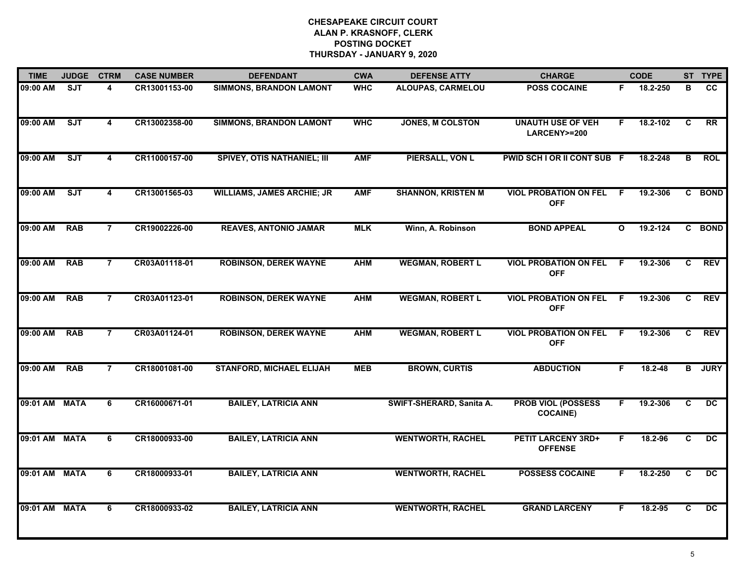# CHESAPEAKE CIRCUIT COURT
## ALAN P. KRASNOFF, CLERK
## POSTING DOCKET
## THURSDAY - JANUARY 9, 2020

| TIME | JUDGE | CTRM | CASE NUMBER | DEFENDANT | CWA | DEFENSE ATTY | CHARGE | | CODE | ST | TYPE |
|---|---|---|---|---|---|---|---|---|---|---|---|
| 09:00 AM | SJT | 4 | CR13001153-00 | SIMMONS, BRANDON LAMONT | WHC | ALOUPAS, CARMELOU | POSS COCAINE | F | 18.2-250 | B | CC |
| 09:00 AM | SJT | 4 | CR13002358-00 | SIMMONS, BRANDON LAMONT | WHC | JONES, M COLSTON | UNAUTH USE OF VEH LARCENY>=200 | F | 18.2-102 | C | RR |
| 09:00 AM | SJT | 4 | CR11000157-00 | SPIVEY, OTIS NATHANIEL; III | AMF | PIERSALL, VON L | PWID SCH I OR II CONT SUB | F | 18.2-248 | B | ROL |
| 09:00 AM | SJT | 4 | CR13001565-03 | WILLIAMS, JAMES ARCHIE; JR | AMF | SHANNON, KRISTEN M | VIOL PROBATION ON FEL OFF | F | 19.2-306 | C | BOND |
| 09:00 AM | RAB | 7 | CR19002226-00 | REAVES, ANTONIO JAMAR | MLK | Winn, A. Robinson | BOND APPEAL | O | 19.2-124 | C | BOND |
| 09:00 AM | RAB | 7 | CR03A01118-01 | ROBINSON, DEREK WAYNE | AHM | WEGMAN, ROBERT L | VIOL PROBATION ON FEL OFF | F | 19.2-306 | C | REV |
| 09:00 AM | RAB | 7 | CR03A01123-01 | ROBINSON, DEREK WAYNE | AHM | WEGMAN, ROBERT L | VIOL PROBATION ON FEL OFF | F | 19.2-306 | C | REV |
| 09:00 AM | RAB | 7 | CR03A01124-01 | ROBINSON, DEREK WAYNE | AHM | WEGMAN, ROBERT L | VIOL PROBATION ON FEL OFF | F | 19.2-306 | C | REV |
| 09:00 AM | RAB | 7 | CR18001081-00 | STANFORD, MICHAEL ELIJAH | MEB | BROWN, CURTIS | ABDUCTION | F | 18.2-48 | B | JURY |
| 09:01 AM | MATA | 6 | CR16000671-01 | BAILEY, LATRICIA ANN | | SWIFT-SHERARD, Sanita A. | PROB VIOL (POSSESS COCAINE) | F | 19.2-306 | C | DC |
| 09:01 AM | MATA | 6 | CR18000933-00 | BAILEY, LATRICIA ANN | | WENTWORTH, RACHEL | PETIT LARCENY 3RD+ OFFENSE | F | 18.2-96 | C | DC |
| 09:01 AM | MATA | 6 | CR18000933-01 | BAILEY, LATRICIA ANN | | WENTWORTH, RACHEL | POSSESS COCAINE | F | 18.2-250 | C | DC |
| 09:01 AM | MATA | 6 | CR18000933-02 | BAILEY, LATRICIA ANN | | WENTWORTH, RACHEL | GRAND LARCENY | F | 18.2-95 | C | DC |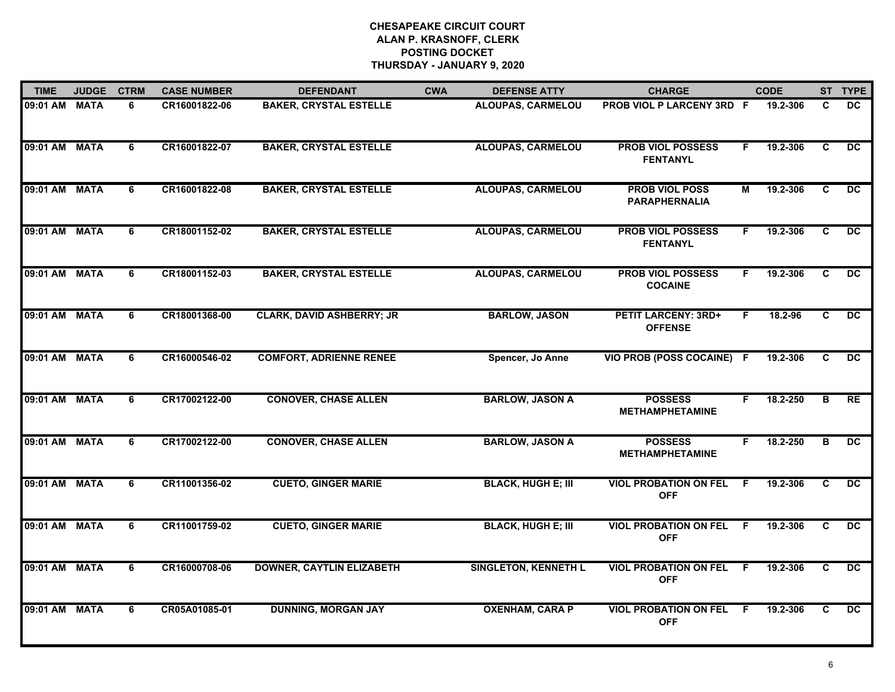**CHESAPEAKE CIRCUIT COURT**
**ALAN P. KRASNOFF, CLERK**
**POSTING DOCKET**
**THURSDAY - JANUARY 9, 2020**

| TIME | JUDGE | CTRM | CASE NUMBER | DEFENDANT | CWA | DEFENSE ATTY | CHARGE | | CODE | ST | TYPE |
|---|---|---|---|---|---|---|---|---|---|---|---|
| 09:01 AM | MATA | 6 | CR16001822-06 | BAKER, CRYSTAL ESTELLE | | ALOUPAS, CARMELOU | PROB VIOL P LARCENY 3RD | F | 19.2-306 | C | DC |
| 09:01 AM | MATA | 6 | CR16001822-07 | BAKER, CRYSTAL ESTELLE | | ALOUPAS, CARMELOU | PROB VIOL POSSESS FENTANYL | F | 19.2-306 | C | DC |
| 09:01 AM | MATA | 6 | CR16001822-08 | BAKER, CRYSTAL ESTELLE | | ALOUPAS, CARMELOU | PROB VIOL POSS PARAPHERNALIA | M | 19.2-306 | C | DC |
| 09:01 AM | MATA | 6 | CR18001152-02 | BAKER, CRYSTAL ESTELLE | | ALOUPAS, CARMELOU | PROB VIOL POSSESS FENTANYL | F | 19.2-306 | C | DC |
| 09:01 AM | MATA | 6 | CR18001152-03 | BAKER, CRYSTAL ESTELLE | | ALOUPAS, CARMELOU | PROB VIOL POSSESS COCAINE | F | 19.2-306 | C | DC |
| 09:01 AM | MATA | 6 | CR18001368-00 | CLARK, DAVID ASHBERRY; JR | | BARLOW, JASON | PETIT LARCENY: 3RD+ OFFENSE | F | 18.2-96 | C | DC |
| 09:01 AM | MATA | 6 | CR16000546-02 | COMFORT, ADRIENNE RENEE | | Spencer, Jo Anne | VIO PROB (POSS COCAINE) | F | 19.2-306 | C | DC |
| 09:01 AM | MATA | 6 | CR17002122-00 | CONOVER, CHASE ALLEN | | BARLOW, JASON A | POSSESS METHAMPHETAMINE | F | 18.2-250 | B | RE |
| 09:01 AM | MATA | 6 | CR17002122-00 | CONOVER, CHASE ALLEN | | BARLOW, JASON A | POSSESS METHAMPHETAMINE | F | 18.2-250 | B | DC |
| 09:01 AM | MATA | 6 | CR11001356-02 | CUETO, GINGER MARIE | | BLACK, HUGH E; III | VIOL PROBATION ON FEL OFF | F | 19.2-306 | C | DC |
| 09:01 AM | MATA | 6 | CR11001759-02 | CUETO, GINGER MARIE | | BLACK, HUGH E; III | VIOL PROBATION ON FEL OFF | F | 19.2-306 | C | DC |
| 09:01 AM | MATA | 6 | CR16000708-06 | DOWNER, CAYTLIN ELIZABETH | | SINGLETON, KENNETH L | VIOL PROBATION ON FEL OFF | F | 19.2-306 | C | DC |
| 09:01 AM | MATA | 6 | CR05A01085-01 | DUNNING, MORGAN JAY | | OXENHAM, CARA P | VIOL PROBATION ON FEL OFF | F | 19.2-306 | C | DC |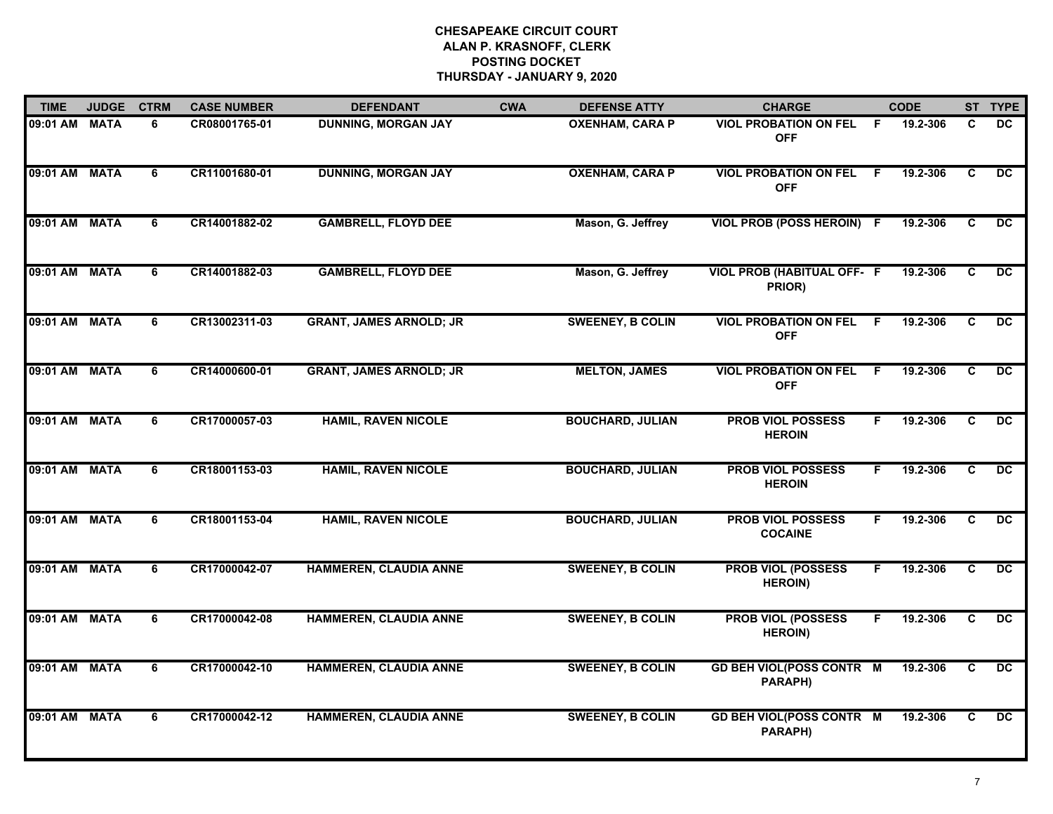# CHESAPEAKE CIRCUIT COURT
## ALAN P. KRASNOFF, CLERK
## POSTING DOCKET
## THURSDAY - JANUARY 9, 2020

| TIME | JUDGE | CTRM | CASE NUMBER | DEFENDANT | CWA | DEFENSE ATTY | CHARGE | | CODE | ST | TYPE |
|---|---|---|---|---|---|---|---|---|---|---|---|
| 09:01 AM | MATA | 6 | CR08001765-01 | DUNNING, MORGAN JAY | | OXENHAM, CARA P | VIOL PROBATION ON FEL OFF | F | 19.2-306 | C | DC |
| 09:01 AM | MATA | 6 | CR11001680-01 | DUNNING, MORGAN JAY | | OXENHAM, CARA P | VIOL PROBATION ON FEL OFF | F | 19.2-306 | C | DC |
| 09:01 AM | MATA | 6 | CR14001882-02 | GAMBRELL, FLOYD DEE | | Mason, G. Jeffrey | VIOL PROB (POSS HEROIN) | F | 19.2-306 | C | DC |
| 09:01 AM | MATA | 6 | CR14001882-03 | GAMBRELL, FLOYD DEE | | Mason, G. Jeffrey | VIOL PROB (HABITUAL OFF- PRIOR) | F | 19.2-306 | C | DC |
| 09:01 AM | MATA | 6 | CR13002311-03 | GRANT, JAMES ARNOLD; JR | | SWEENEY, B COLIN | VIOL PROBATION ON FEL OFF | F | 19.2-306 | C | DC |
| 09:01 AM | MATA | 6 | CR14000600-01 | GRANT, JAMES ARNOLD; JR | | MELTON, JAMES | VIOL PROBATION ON FEL OFF | F | 19.2-306 | C | DC |
| 09:01 AM | MATA | 6 | CR17000057-03 | HAMIL, RAVEN NICOLE | | BOUCHARD, JULIAN | PROB VIOL POSSESS HEROIN | F | 19.2-306 | C | DC |
| 09:01 AM | MATA | 6 | CR18001153-03 | HAMIL, RAVEN NICOLE | | BOUCHARD, JULIAN | PROB VIOL POSSESS HEROIN | F | 19.2-306 | C | DC |
| 09:01 AM | MATA | 6 | CR18001153-04 | HAMIL, RAVEN NICOLE | | BOUCHARD, JULIAN | PROB VIOL POSSESS COCAINE | F | 19.2-306 | C | DC |
| 09:01 AM | MATA | 6 | CR17000042-07 | HAMMEREN, CLAUDIA ANNE | | SWEENEY, B COLIN | PROB VIOL (POSSESS HEROIN) | F | 19.2-306 | C | DC |
| 09:01 AM | MATA | 6 | CR17000042-08 | HAMMEREN, CLAUDIA ANNE | | SWEENEY, B COLIN | PROB VIOL (POSSESS HEROIN) | F | 19.2-306 | C | DC |
| 09:01 AM | MATA | 6 | CR17000042-10 | HAMMEREN, CLAUDIA ANNE | | SWEENEY, B COLIN | GD BEH VIOL(POSS CONTR PARAPH) | M | 19.2-306 | C | DC |
| 09:01 AM | MATA | 6 | CR17000042-12 | HAMMEREN, CLAUDIA ANNE | | SWEENEY, B COLIN | GD BEH VIOL(POSS CONTR PARAPH) | M | 19.2-306 | C | DC |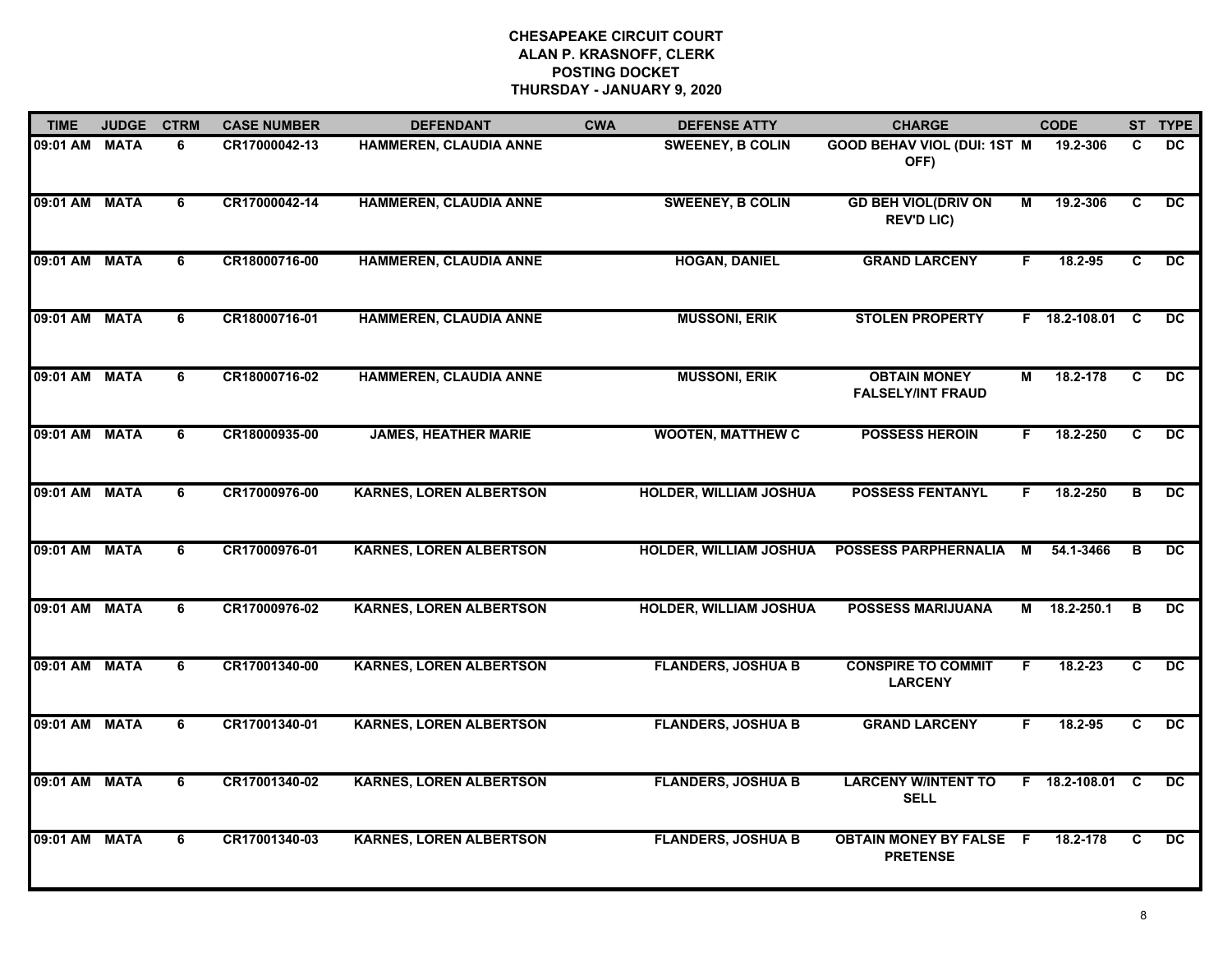**CHESAPEAKE CIRCUIT COURT**
**ALAN P. KRASNOFF, CLERK**
**POSTING DOCKET**
**THURSDAY - JANUARY 9, 2020**

| TIME | JUDGE | CTRM | CASE NUMBER | DEFENDANT | CWA | DEFENSE ATTY | CHARGE | | CODE | ST | TYPE |
|---|---|---|---|---|---|---|---|---|---|---|---|
| 09:01 AM | MATA | 6 | CR17000042-13 | HAMMEREN, CLAUDIA ANNE | | SWEENEY, B COLIN | GOOD BEHAV VIOL (DUI: 1ST OFF) | M | 19.2-306 | C | DC |
| 09:01 AM | MATA | 6 | CR17000042-14 | HAMMEREN, CLAUDIA ANNE | | SWEENEY, B COLIN | GD BEH VIOL(DRIV ON REV'D LIC) | M | 19.2-306 | C | DC |
| 09:01 AM | MATA | 6 | CR18000716-00 | HAMMEREN, CLAUDIA ANNE | | HOGAN, DANIEL | GRAND LARCENY | F | 18.2-95 | C | DC |
| 09:01 AM | MATA | 6 | CR18000716-01 | HAMMEREN, CLAUDIA ANNE | | MUSSONI, ERIK | STOLEN PROPERTY | F | 18.2-108.01 | C | DC |
| 09:01 AM | MATA | 6 | CR18000716-02 | HAMMEREN, CLAUDIA ANNE | | MUSSONI, ERIK | OBTAIN MONEY FALSELY/INT FRAUD | M | 18.2-178 | C | DC |
| 09:01 AM | MATA | 6 | CR18000935-00 | JAMES, HEATHER MARIE | | WOOTEN, MATTHEW C | POSSESS HEROIN | F | 18.2-250 | C | DC |
| 09:01 AM | MATA | 6 | CR17000976-00 | KARNES, LOREN ALBERTSON | | HOLDER, WILLIAM JOSHUA | POSSESS FENTANYL | F | 18.2-250 | B | DC |
| 09:01 AM | MATA | 6 | CR17000976-01 | KARNES, LOREN ALBERTSON | | HOLDER, WILLIAM JOSHUA | POSSESS PARPHERNALIA | M | 54.1-3466 | B | DC |
| 09:01 AM | MATA | 6 | CR17000976-02 | KARNES, LOREN ALBERTSON | | HOLDER, WILLIAM JOSHUA | POSSESS MARIJUANA | M | 18.2-250.1 | B | DC |
| 09:01 AM | MATA | 6 | CR17001340-00 | KARNES, LOREN ALBERTSON | | FLANDERS, JOSHUA B | CONSPIRE TO COMMIT LARCENY | F | 18.2-23 | C | DC |
| 09:01 AM | MATA | 6 | CR17001340-01 | KARNES, LOREN ALBERTSON | | FLANDERS, JOSHUA B | GRAND LARCENY | F | 18.2-95 | C | DC |
| 09:01 AM | MATA | 6 | CR17001340-02 | KARNES, LOREN ALBERTSON | | FLANDERS, JOSHUA B | LARCENY W/INTENT TO SELL | F | 18.2-108.01 | C | DC |
| 09:01 AM | MATA | 6 | CR17001340-03 | KARNES, LOREN ALBERTSON | | FLANDERS, JOSHUA B | OBTAIN MONEY BY FALSE PRETENSE | F | 18.2-178 | C | DC |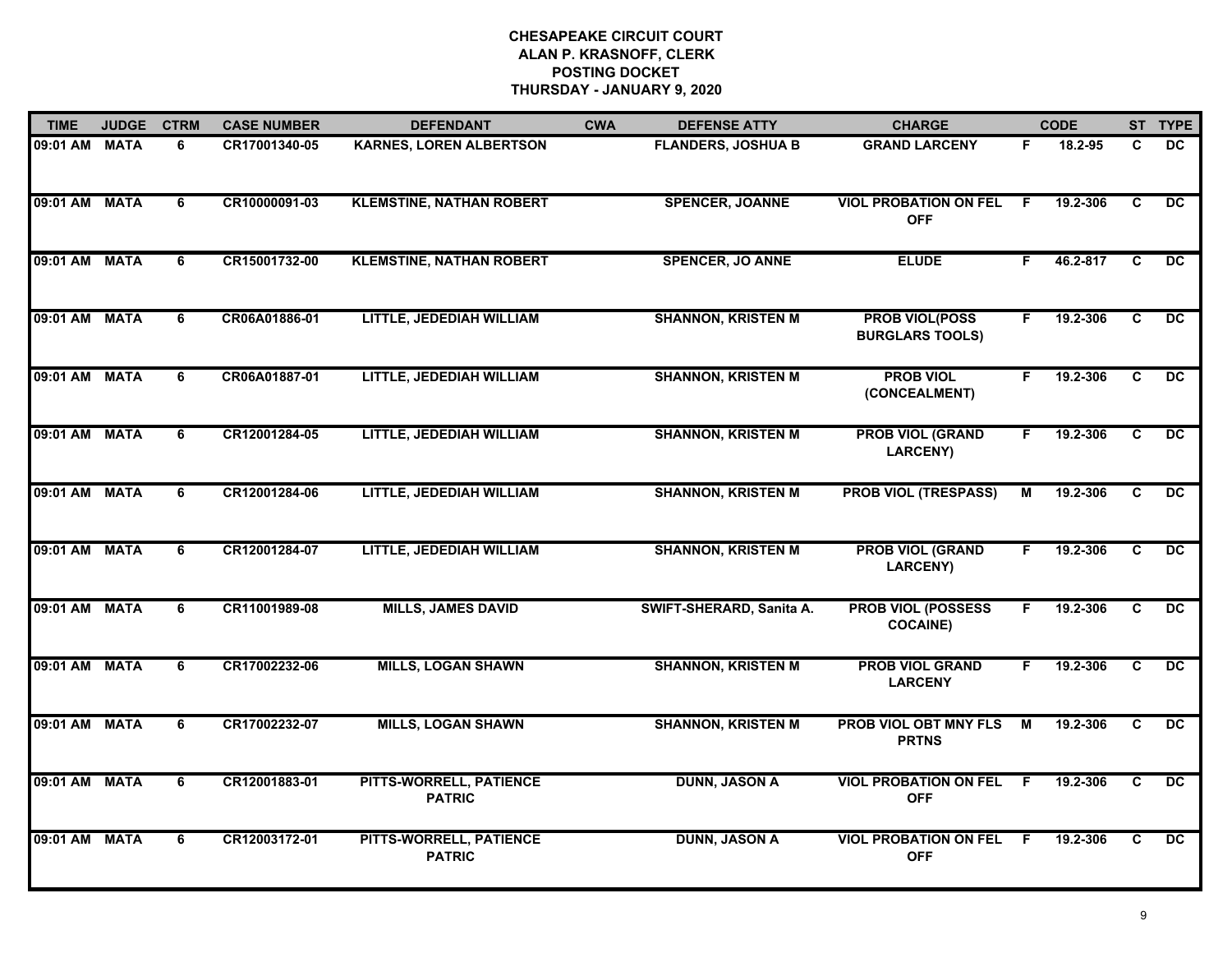# CHESAPEAKE CIRCUIT COURT
## ALAN P. KRASNOFF, CLERK
## POSTING DOCKET
## THURSDAY - JANUARY 9, 2020

| TIME | JUDGE | CTRM | CASE NUMBER | DEFENDANT | CWA | DEFENSE ATTY | CHARGE | | CODE | ST | TYPE |
|---|---|---|---|---|---|---|---|---|---|---|---|
| 09:01 AM | MATA | 6 | CR17001340-05 | KARNES, LOREN ALBERTSON | | FLANDERS, JOSHUA B | GRAND LARCENY | F | 18.2-95 | C | DC |
| 09:01 AM | MATA | 6 | CR10000091-03 | KLEMSTINE, NATHAN ROBERT | | SPENCER, JOANNE | VIOL PROBATION ON FEL OFF | F | 19.2-306 | C | DC |
| 09:01 AM | MATA | 6 | CR15001732-00 | KLEMSTINE, NATHAN ROBERT | | SPENCER, JO ANNE | ELUDE | F | 46.2-817 | C | DC |
| 09:01 AM | MATA | 6 | CR06A01886-01 | LITTLE, JEDEDIAH WILLIAM | | SHANNON, KRISTEN M | PROB VIOL(POSS BURGLARS TOOLS) | F | 19.2-306 | C | DC |
| 09:01 AM | MATA | 6 | CR06A01887-01 | LITTLE, JEDEDIAH WILLIAM | | SHANNON, KRISTEN M | PROB VIOL (CONCEALMENT) | F | 19.2-306 | C | DC |
| 09:01 AM | MATA | 6 | CR12001284-05 | LITTLE, JEDEDIAH WILLIAM | | SHANNON, KRISTEN M | PROB VIOL (GRAND LARCENY) | F | 19.2-306 | C | DC |
| 09:01 AM | MATA | 6 | CR12001284-06 | LITTLE, JEDEDIAH WILLIAM | | SHANNON, KRISTEN M | PROB VIOL (TRESPASS) | M | 19.2-306 | C | DC |
| 09:01 AM | MATA | 6 | CR12001284-07 | LITTLE, JEDEDIAH WILLIAM | | SHANNON, KRISTEN M | PROB VIOL (GRAND LARCENY) | F | 19.2-306 | C | DC |
| 09:01 AM | MATA | 6 | CR11001989-08 | MILLS, JAMES DAVID | | SWIFT-SHERARD, Sanita A. | PROB VIOL (POSSESS COCAINE) | F | 19.2-306 | C | DC |
| 09:01 AM | MATA | 6 | CR17002232-06 | MILLS, LOGAN SHAWN | | SHANNON, KRISTEN M | PROB VIOL GRAND LARCENY | F | 19.2-306 | C | DC |
| 09:01 AM | MATA | 6 | CR17002232-07 | MILLS, LOGAN SHAWN | | SHANNON, KRISTEN M | PROB VIOL OBT MNY FLS PRTNS | M | 19.2-306 | C | DC |
| 09:01 AM | MATA | 6 | CR12001883-01 | PITTS-WORRELL, PATIENCE PATRIC | | DUNN, JASON A | VIOL PROBATION ON FEL OFF | F | 19.2-306 | C | DC |
| 09:01 AM | MATA | 6 | CR12003172-01 | PITTS-WORRELL, PATIENCE PATRIC | | DUNN, JASON A | VIOL PROBATION ON FEL OFF | F | 19.2-306 | C | DC |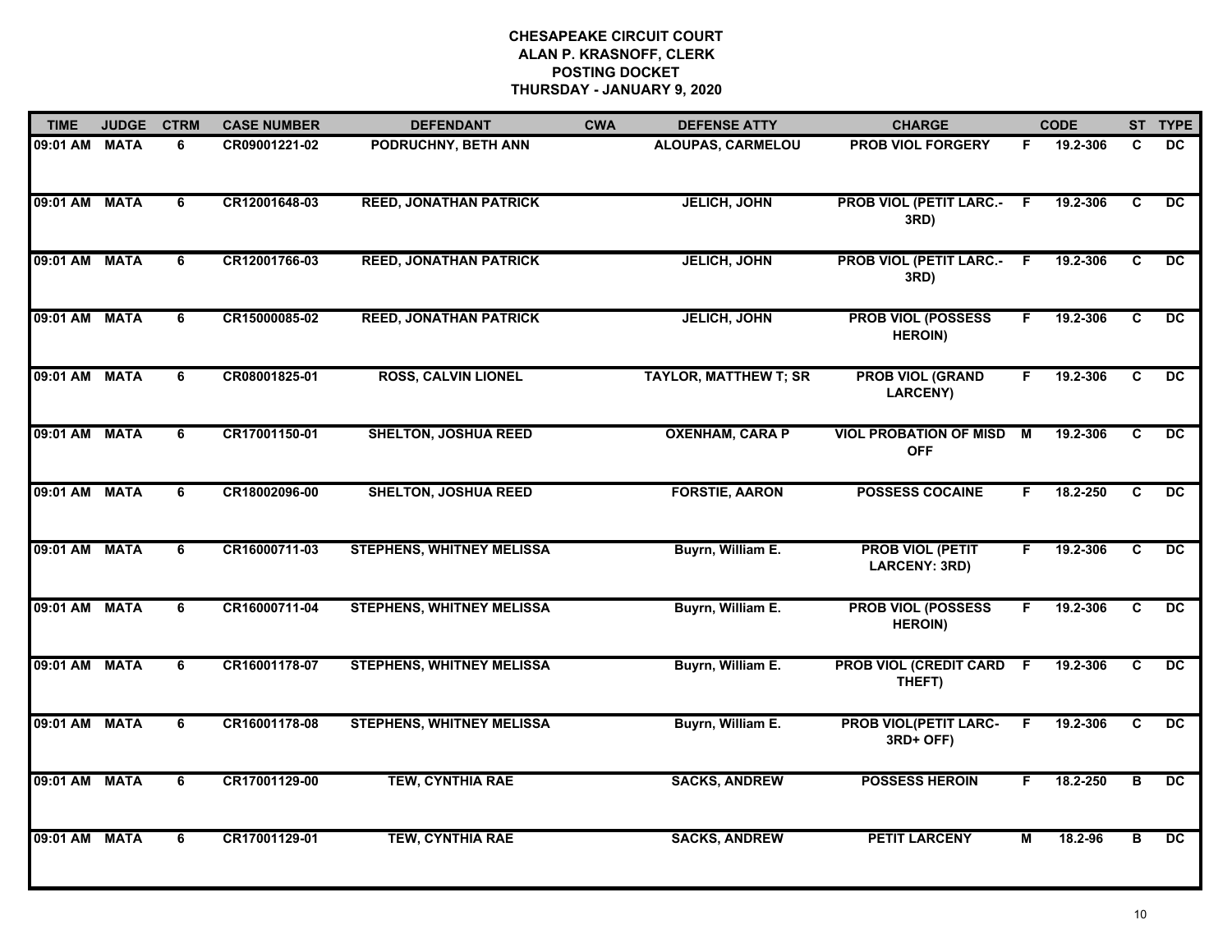# CHESAPEAKE CIRCUIT COURT
## ALAN P. KRASNOFF, CLERK
## POSTING DOCKET
## THURSDAY - JANUARY 9, 2020

| TIME | JUDGE | CTRM | CASE NUMBER | DEFENDANT | CWA | DEFENSE ATTY | CHARGE | | CODE | ST | TYPE |
|---|---|---|---|---|---|---|---|---|---|---|---|
| 09:01 AM | MATA | 6 | CR09001221-02 | PODRUCHNY, BETH ANN | | ALOUPAS, CARMELOU | PROB VIOL FORGERY | F | 19.2-306 | C | DC |
| 09:01 AM | MATA | 6 | CR12001648-03 | REED, JONATHAN PATRICK | | JELICH, JOHN | PROB VIOL (PETIT LARC.- 3RD) | F | 19.2-306 | C | DC |
| 09:01 AM | MATA | 6 | CR12001766-03 | REED, JONATHAN PATRICK | | JELICH, JOHN | PROB VIOL (PETIT LARC.- 3RD) | F | 19.2-306 | C | DC |
| 09:01 AM | MATA | 6 | CR15000085-02 | REED, JONATHAN PATRICK | | JELICH, JOHN | PROB VIOL (POSSESS HEROIN) | F | 19.2-306 | C | DC |
| 09:01 AM | MATA | 6 | CR08001825-01 | ROSS, CALVIN LIONEL | | TAYLOR, MATTHEW T; SR | PROB VIOL (GRAND LARCENY) | F | 19.2-306 | C | DC |
| 09:01 AM | MATA | 6 | CR17001150-01 | SHELTON, JOSHUA REED | | OXENHAM, CARA P | VIOL PROBATION OF MISD OFF | M | 19.2-306 | C | DC |
| 09:01 AM | MATA | 6 | CR18002096-00 | SHELTON, JOSHUA REED | | FORSTIE, AARON | POSSESS COCAINE | F | 18.2-250 | C | DC |
| 09:01 AM | MATA | 6 | CR16000711-03 | STEPHENS, WHITNEY MELISSA | | Buyrn, William E. | PROB VIOL (PETIT LARCENY: 3RD) | F | 19.2-306 | C | DC |
| 09:01 AM | MATA | 6 | CR16000711-04 | STEPHENS, WHITNEY MELISSA | | Buyrn, William E. | PROB VIOL (POSSESS HEROIN) | F | 19.2-306 | C | DC |
| 09:01 AM | MATA | 6 | CR16001178-07 | STEPHENS, WHITNEY MELISSA | | Buyrn, William E. | PROB VIOL (CREDIT CARD THEFT) | F | 19.2-306 | C | DC |
| 09:01 AM | MATA | 6 | CR16001178-08 | STEPHENS, WHITNEY MELISSA | | Buyrn, William E. | PROB VIOL(PETIT LARC- 3RD+ OFF) | F | 19.2-306 | C | DC |
| 09:01 AM | MATA | 6 | CR17001129-00 | TEW, CYNTHIA RAE | | SACKS, ANDREW | POSSESS HEROIN | F | 18.2-250 | B | DC |
| 09:01 AM | MATA | 6 | CR17001129-01 | TEW, CYNTHIA RAE | | SACKS, ANDREW | PETIT LARCENY | M | 18.2-96 | B | DC |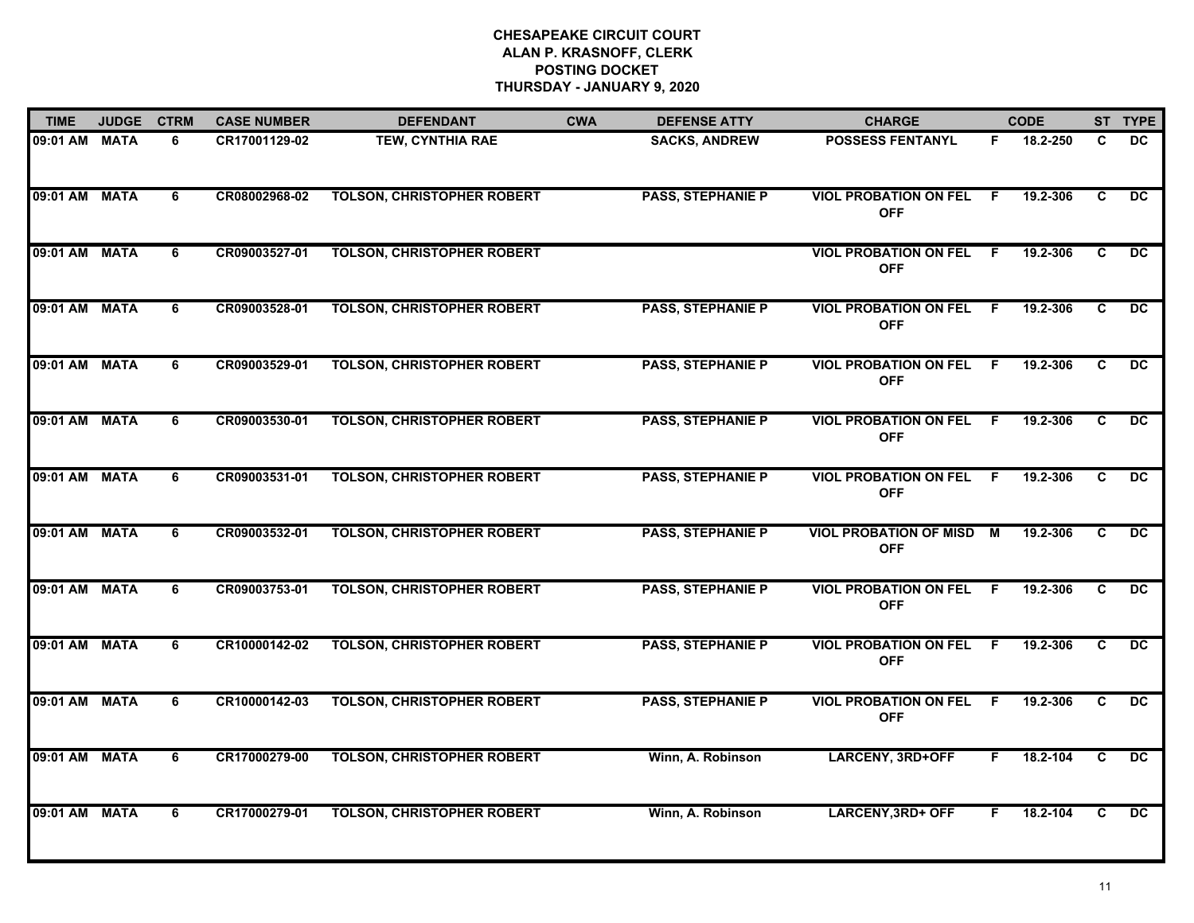# CHESAPEAKE CIRCUIT COURT
## ALAN P. KRASNOFF, CLERK
## POSTING DOCKET
## THURSDAY - JANUARY 9, 2020

| TIME | JUDGE | CTRM | CASE NUMBER | DEFENDANT | CWA | DEFENSE ATTY | CHARGE | | CODE | ST | TYPE |
|---|---|---|---|---|---|---|---|---|---|---|---|
| 09:01 AM | MATA | 6 | CR17001129-02 | TEW, CYNTHIA RAE | | SACKS, ANDREW | POSSESS FENTANYL | F | 18.2-250 | C | DC |
| 09:01 AM | MATA | 6 | CR08002968-02 | TOLSON, CHRISTOPHER ROBERT | | PASS, STEPHANIE P | VIOL PROBATION ON FEL OFF | F | 19.2-306 | C | DC |
| 09:01 AM | MATA | 6 | CR09003527-01 | TOLSON, CHRISTOPHER ROBERT | | | VIOL PROBATION ON FEL OFF | F | 19.2-306 | C | DC |
| 09:01 AM | MATA | 6 | CR09003528-01 | TOLSON, CHRISTOPHER ROBERT | | PASS, STEPHANIE P | VIOL PROBATION ON FEL OFF | F | 19.2-306 | C | DC |
| 09:01 AM | MATA | 6 | CR09003529-01 | TOLSON, CHRISTOPHER ROBERT | | PASS, STEPHANIE P | VIOL PROBATION ON FEL OFF | F | 19.2-306 | C | DC |
| 09:01 AM | MATA | 6 | CR09003530-01 | TOLSON, CHRISTOPHER ROBERT | | PASS, STEPHANIE P | VIOL PROBATION ON FEL OFF | F | 19.2-306 | C | DC |
| 09:01 AM | MATA | 6 | CR09003531-01 | TOLSON, CHRISTOPHER ROBERT | | PASS, STEPHANIE P | VIOL PROBATION ON FEL OFF | F | 19.2-306 | C | DC |
| 09:01 AM | MATA | 6 | CR09003532-01 | TOLSON, CHRISTOPHER ROBERT | | PASS, STEPHANIE P | VIOL PROBATION OF MISD OFF | M | 19.2-306 | C | DC |
| 09:01 AM | MATA | 6 | CR09003753-01 | TOLSON, CHRISTOPHER ROBERT | | PASS, STEPHANIE P | VIOL PROBATION ON FEL OFF | F | 19.2-306 | C | DC |
| 09:01 AM | MATA | 6 | CR10000142-02 | TOLSON, CHRISTOPHER ROBERT | | PASS, STEPHANIE P | VIOL PROBATION ON FEL OFF | F | 19.2-306 | C | DC |
| 09:01 AM | MATA | 6 | CR10000142-03 | TOLSON, CHRISTOPHER ROBERT | | PASS, STEPHANIE P | VIOL PROBATION ON FEL OFF | F | 19.2-306 | C | DC |
| 09:01 AM | MATA | 6 | CR17000279-00 | TOLSON, CHRISTOPHER ROBERT | | Winn, A. Robinson | LARCENY, 3RD+OFF | F | 18.2-104 | C | DC |
| 09:01 AM | MATA | 6 | CR17000279-01 | TOLSON, CHRISTOPHER ROBERT | | Winn, A. Robinson | LARCENY,3RD+ OFF | F | 18.2-104 | C | DC |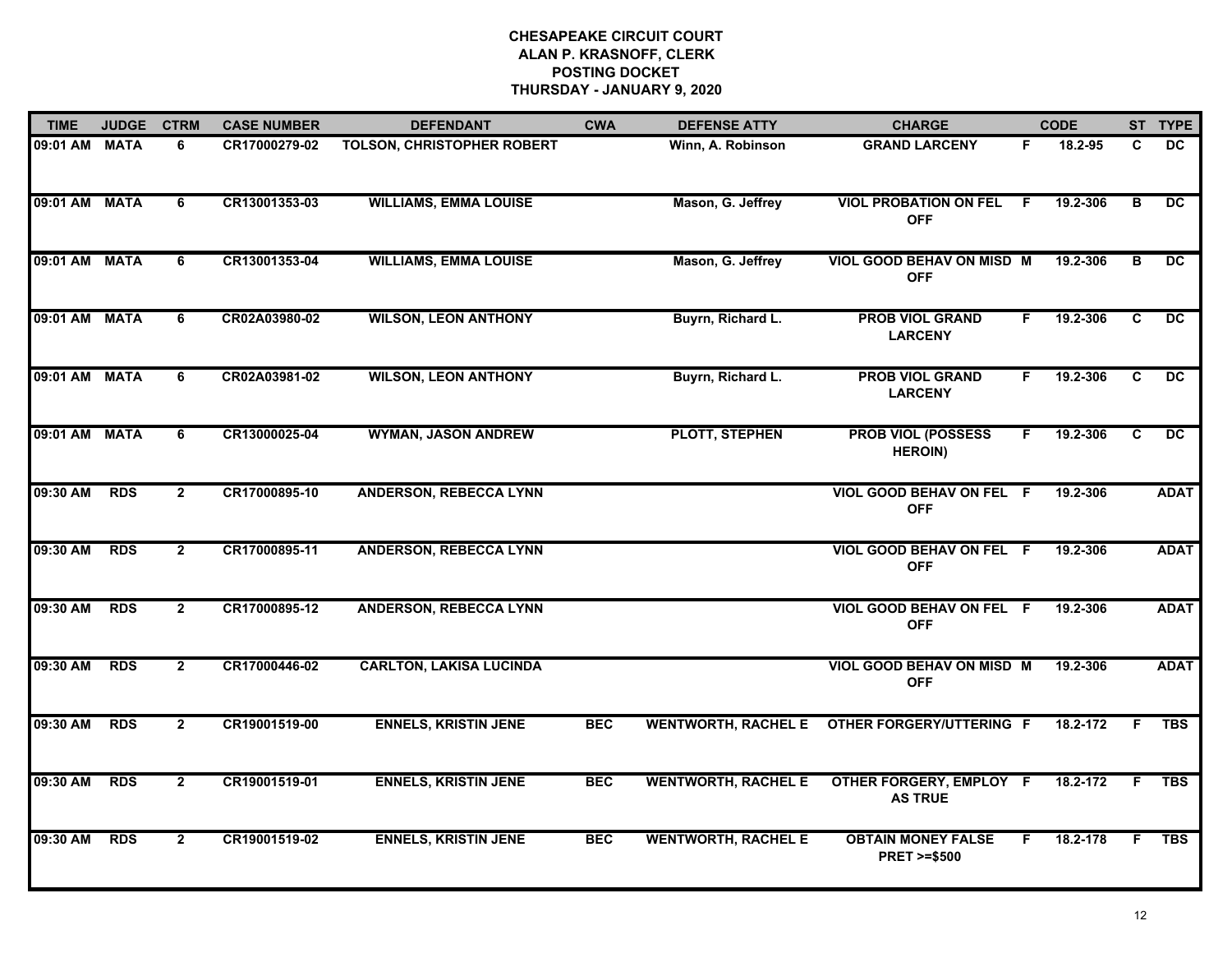**CHESAPEAKE CIRCUIT COURT**
**ALAN P. KRASNOFF, CLERK**
**POSTING DOCKET**
**THURSDAY - JANUARY 9, 2020**

| TIME | JUDGE | CTRM | CASE NUMBER | DEFENDANT | CWA | DEFENSE ATTY | CHARGE | | CODE | ST | TYPE |
|---|---|---|---|---|---|---|---|---|---|---|---|
| 09:01 AM | MATA | 6 | CR17000279-02 | TOLSON, CHRISTOPHER ROBERT | | Winn, A. Robinson | GRAND LARCENY | F | 18.2-95 | C | DC |
| 09:01 AM | MATA | 6 | CR13001353-03 | WILLIAMS, EMMA LOUISE | | Mason, G. Jeffrey | VIOL PROBATION ON FEL OFF | F | 19.2-306 | B | DC |
| 09:01 AM | MATA | 6 | CR13001353-04 | WILLIAMS, EMMA LOUISE | | Mason, G. Jeffrey | VIOL GOOD BEHAV ON MISD OFF | M | 19.2-306 | B | DC |
| 09:01 AM | MATA | 6 | CR02A03980-02 | WILSON, LEON ANTHONY | | Buyrn, Richard L. | PROB VIOL GRAND LARCENY | F | 19.2-306 | C | DC |
| 09:01 AM | MATA | 6 | CR02A03981-02 | WILSON, LEON ANTHONY | | Buyrn, Richard L. | PROB VIOL GRAND LARCENY | F | 19.2-306 | C | DC |
| 09:01 AM | MATA | 6 | CR13000025-04 | WYMAN, JASON ANDREW | | PLOTT, STEPHEN | PROB VIOL (POSSESS HEROIN) | F | 19.2-306 | C | DC |
| 09:30 AM | RDS | 2 | CR17000895-10 | ANDERSON, REBECCA LYNN | | | VIOL GOOD BEHAV ON FEL OFF | F | 19.2-306 | | ADAT |
| 09:30 AM | RDS | 2 | CR17000895-11 | ANDERSON, REBECCA LYNN | | | VIOL GOOD BEHAV ON FEL OFF | F | 19.2-306 | | ADAT |
| 09:30 AM | RDS | 2 | CR17000895-12 | ANDERSON, REBECCA LYNN | | | VIOL GOOD BEHAV ON FEL OFF | F | 19.2-306 | | ADAT |
| 09:30 AM | RDS | 2 | CR17000446-02 | CARLTON, LAKISA LUCINDA | | | VIOL GOOD BEHAV ON MISD OFF | M | 19.2-306 | | ADAT |
| 09:30 AM | RDS | 2 | CR19001519-00 | ENNELS, KRISTIN JENE | BEC | WENTWORTH, RACHEL E | OTHER FORGERY/UTTERING | F | 18.2-172 | F | TBS |
| 09:30 AM | RDS | 2 | CR19001519-01 | ENNELS, KRISTIN JENE | BEC | WENTWORTH, RACHEL E | OTHER FORGERY, EMPLOY AS TRUE | F | 18.2-172 | F | TBS |
| 09:30 AM | RDS | 2 | CR19001519-02 | ENNELS, KRISTIN JENE | BEC | WENTWORTH, RACHEL E | OBTAIN MONEY FALSE PRET >=$500 | F | 18.2-178 | F | TBS |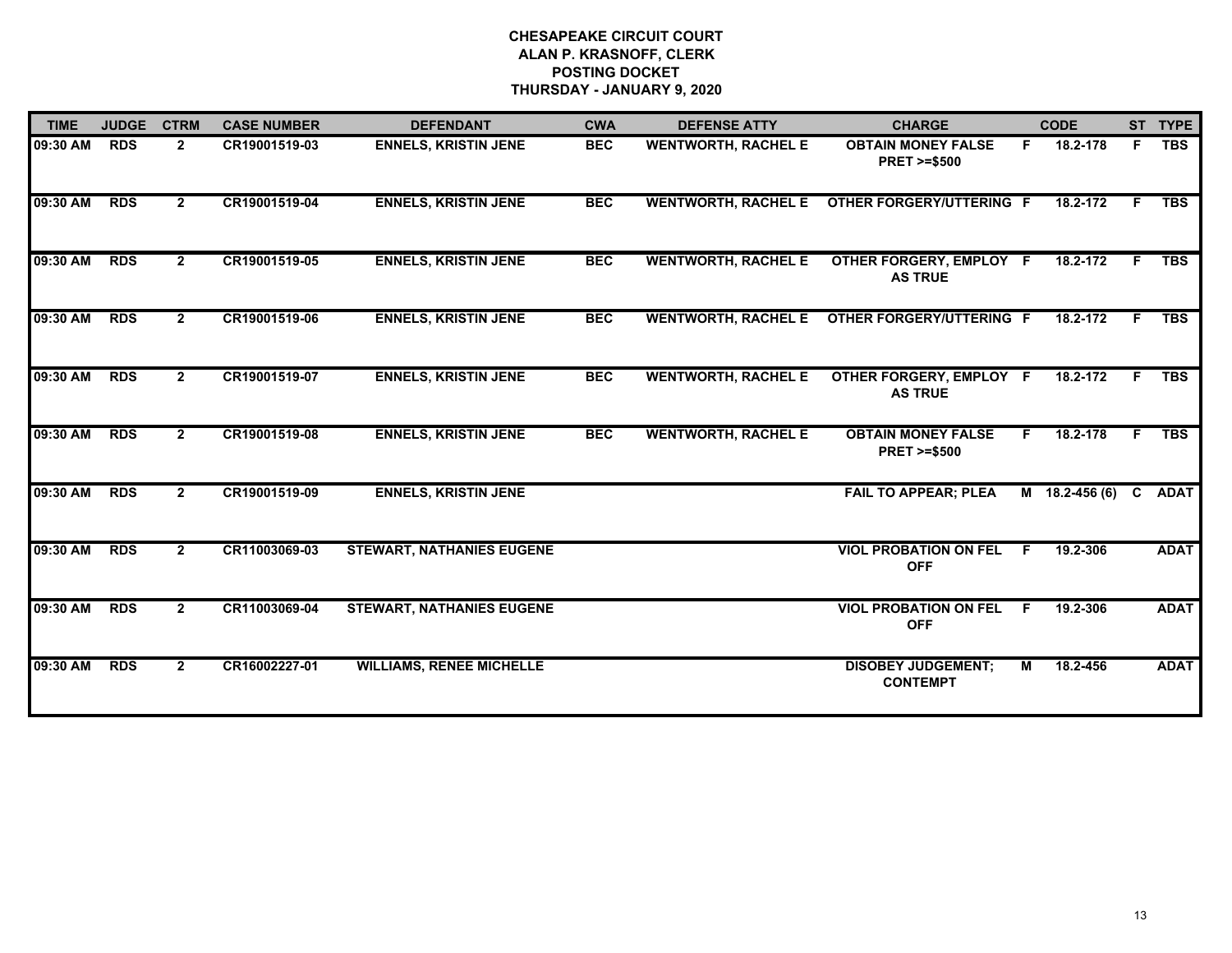**CHESAPEAKE CIRCUIT COURT**
**ALAN P. KRASNOFF, CLERK**
**POSTING DOCKET**
**THURSDAY - JANUARY 9, 2020**

| TIME | JUDGE | CTRM | CASE NUMBER | DEFENDANT | CWA | DEFENSE ATTY | CHARGE | | CODE | ST | TYPE |
|---|---|---|---|---|---|---|---|---|---|---|---|
| 09:30 AM | RDS | 2 | CR19001519-03 | ENNELS, KRISTIN JENE | BEC | WENTWORTH, RACHEL E | OBTAIN MONEY FALSE PRET >=$500 | F | 18.2-178 | F | TBS |
| 09:30 AM | RDS | 2 | CR19001519-04 | ENNELS, KRISTIN JENE | BEC | WENTWORTH, RACHEL E | OTHER FORGERY/UTTERING | F | 18.2-172 | F | TBS |
| 09:30 AM | RDS | 2 | CR19001519-05 | ENNELS, KRISTIN JENE | BEC | WENTWORTH, RACHEL E | OTHER FORGERY, EMPLOY AS TRUE | F | 18.2-172 | F | TBS |
| 09:30 AM | RDS | 2 | CR19001519-06 | ENNELS, KRISTIN JENE | BEC | WENTWORTH, RACHEL E | OTHER FORGERY/UTTERING | F | 18.2-172 | F | TBS |
| 09:30 AM | RDS | 2 | CR19001519-07 | ENNELS, KRISTIN JENE | BEC | WENTWORTH, RACHEL E | OTHER FORGERY, EMPLOY AS TRUE | F | 18.2-172 | F | TBS |
| 09:30 AM | RDS | 2 | CR19001519-08 | ENNELS, KRISTIN JENE | BEC | WENTWORTH, RACHEL E | OBTAIN MONEY FALSE PRET >=$500 | F | 18.2-178 | F | TBS |
| 09:30 AM | RDS | 2 | CR19001519-09 | ENNELS, KRISTIN JENE | | | FAIL TO APPEAR; PLEA | M | 18.2-456 (6) | C | ADAT |
| 09:30 AM | RDS | 2 | CR11003069-03 | STEWART, NATHANIES EUGENE | | | VIOL PROBATION ON FEL OFF | F | 19.2-306 | | ADAT |
| 09:30 AM | RDS | 2 | CR11003069-04 | STEWART, NATHANIES EUGENE | | | VIOL PROBATION ON FEL OFF | F | 19.2-306 | | ADAT |
| 09:30 AM | RDS | 2 | CR16002227-01 | WILLIAMS, RENEE MICHELLE | | | DISOBEY JUDGEMENT; CONTEMPT | M | 18.2-456 | | ADAT |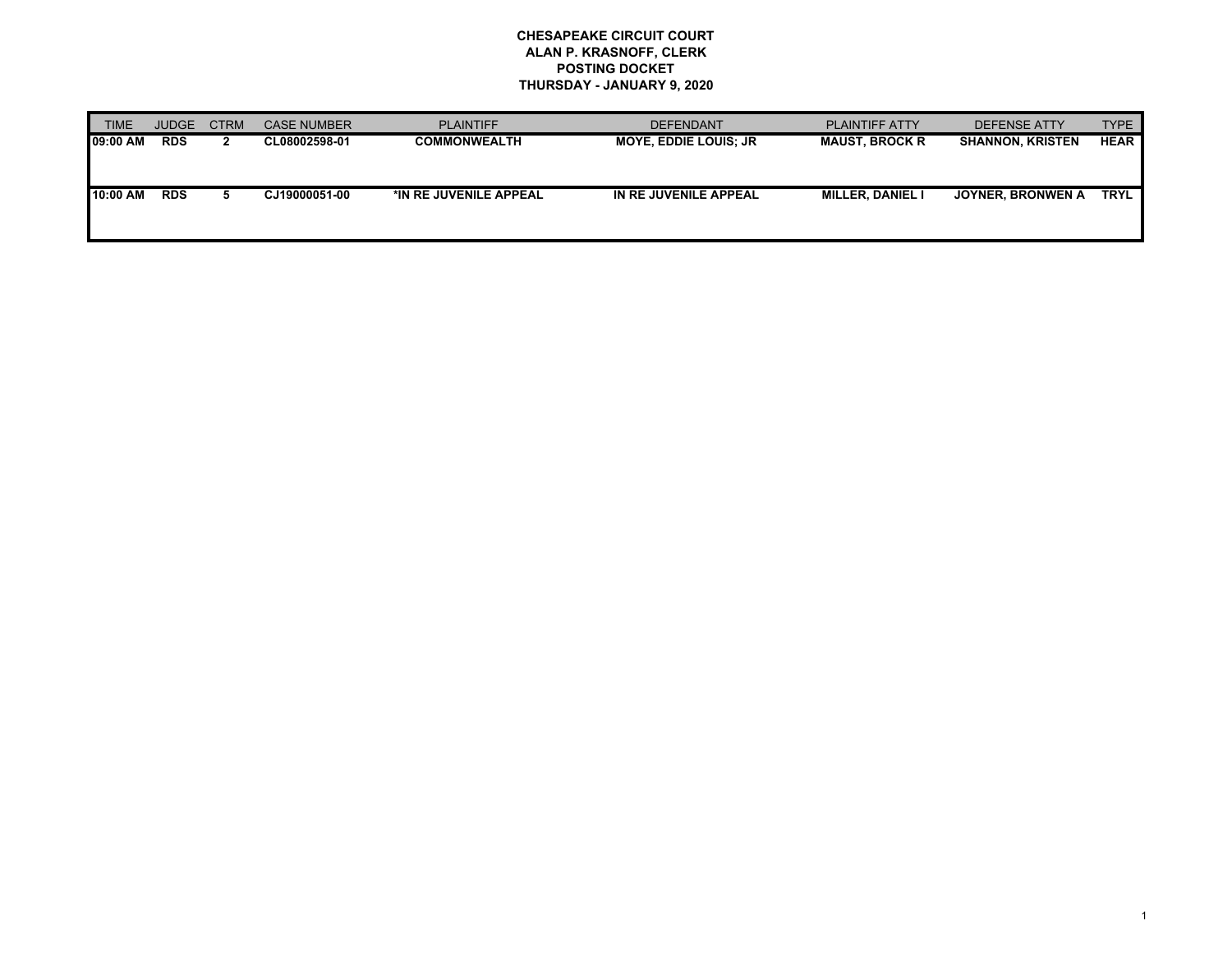**CHESAPEAKE CIRCUIT COURT**
**ALAN P. KRASNOFF, CLERK**
**POSTING DOCKET**
**THURSDAY - JANUARY 9, 2020**

| TIME | JUDGE | CTRM | CASE NUMBER | PLAINTIFF | DEFENDANT | PLAINTIFF ATTY | DEFENSE ATTY | TYPE |
|---|---|---|---|---|---|---|---|---|
| 09:00 AM | RDS | 2 | CL08002598-01 | COMMONWEALTH | MOYE, EDDIE LOUIS; JR | MAUST, BROCK R | SHANNON, KRISTEN | HEAR |
| 10:00 AM | RDS | 5 | CJ19000051-00 | *IN RE JUVENILE APPEAL | IN RE JUVENILE APPEAL | MILLER, DANIEL I | JOYNER, BRONWEN A | TRYL |